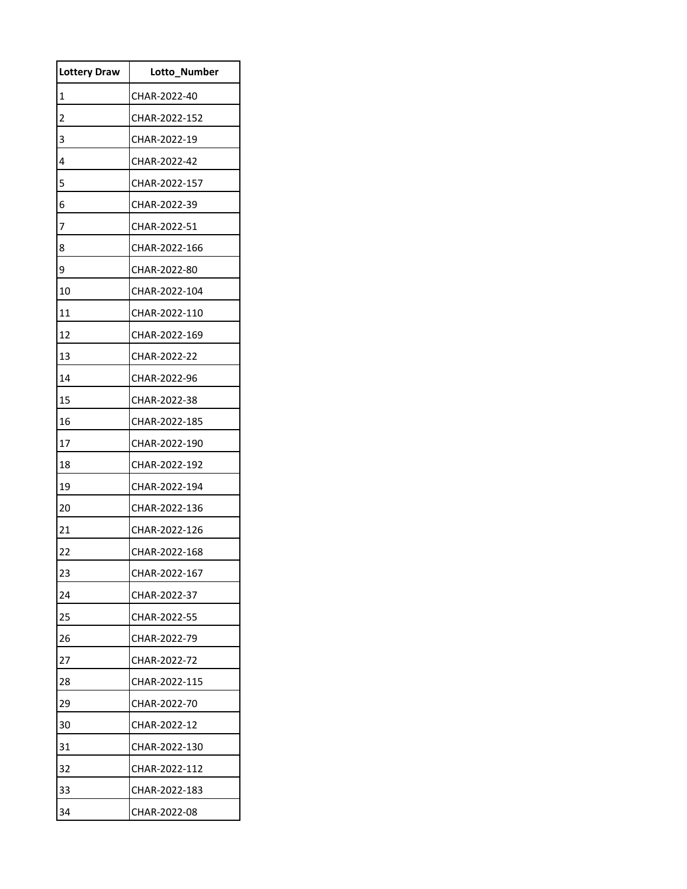| Lottery Draw | Lotto_Number |
| --- | --- |
| 1 | CHAR-2022-40 |
| 2 | CHAR-2022-152 |
| 3 | CHAR-2022-19 |
| 4 | CHAR-2022-42 |
| 5 | CHAR-2022-157 |
| 6 | CHAR-2022-39 |
| 7 | CHAR-2022-51 |
| 8 | CHAR-2022-166 |
| 9 | CHAR-2022-80 |
| 10 | CHAR-2022-104 |
| 11 | CHAR-2022-110 |
| 12 | CHAR-2022-169 |
| 13 | CHAR-2022-22 |
| 14 | CHAR-2022-96 |
| 15 | CHAR-2022-38 |
| 16 | CHAR-2022-185 |
| 17 | CHAR-2022-190 |
| 18 | CHAR-2022-192 |
| 19 | CHAR-2022-194 |
| 20 | CHAR-2022-136 |
| 21 | CHAR-2022-126 |
| 22 | CHAR-2022-168 |
| 23 | CHAR-2022-167 |
| 24 | CHAR-2022-37 |
| 25 | CHAR-2022-55 |
| 26 | CHAR-2022-79 |
| 27 | CHAR-2022-72 |
| 28 | CHAR-2022-115 |
| 29 | CHAR-2022-70 |
| 30 | CHAR-2022-12 |
| 31 | CHAR-2022-130 |
| 32 | CHAR-2022-112 |
| 33 | CHAR-2022-183 |
| 34 | CHAR-2022-08 |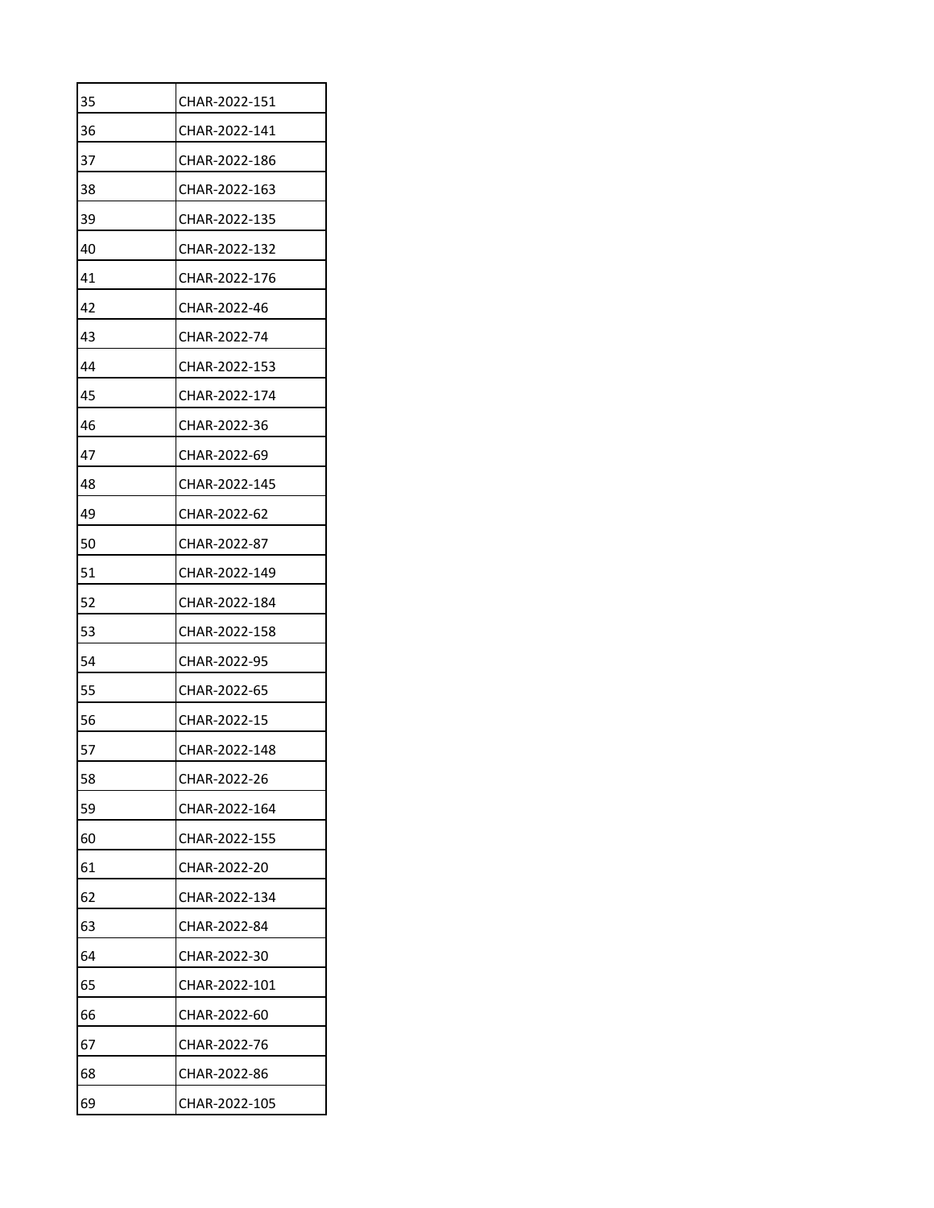| | |
|---|---|
| 35 | CHAR-2022-151 |
| 36 | CHAR-2022-141 |
| 37 | CHAR-2022-186 |
| 38 | CHAR-2022-163 |
| 39 | CHAR-2022-135 |
| 40 | CHAR-2022-132 |
| 41 | CHAR-2022-176 |
| 42 | CHAR-2022-46 |
| 43 | CHAR-2022-74 |
| 44 | CHAR-2022-153 |
| 45 | CHAR-2022-174 |
| 46 | CHAR-2022-36 |
| 47 | CHAR-2022-69 |
| 48 | CHAR-2022-145 |
| 49 | CHAR-2022-62 |
| 50 | CHAR-2022-87 |
| 51 | CHAR-2022-149 |
| 52 | CHAR-2022-184 |
| 53 | CHAR-2022-158 |
| 54 | CHAR-2022-95 |
| 55 | CHAR-2022-65 |
| 56 | CHAR-2022-15 |
| 57 | CHAR-2022-148 |
| 58 | CHAR-2022-26 |
| 59 | CHAR-2022-164 |
| 60 | CHAR-2022-155 |
| 61 | CHAR-2022-20 |
| 62 | CHAR-2022-134 |
| 63 | CHAR-2022-84 |
| 64 | CHAR-2022-30 |
| 65 | CHAR-2022-101 |
| 66 | CHAR-2022-60 |
| 67 | CHAR-2022-76 |
| 68 | CHAR-2022-86 |
| 69 | CHAR-2022-105 |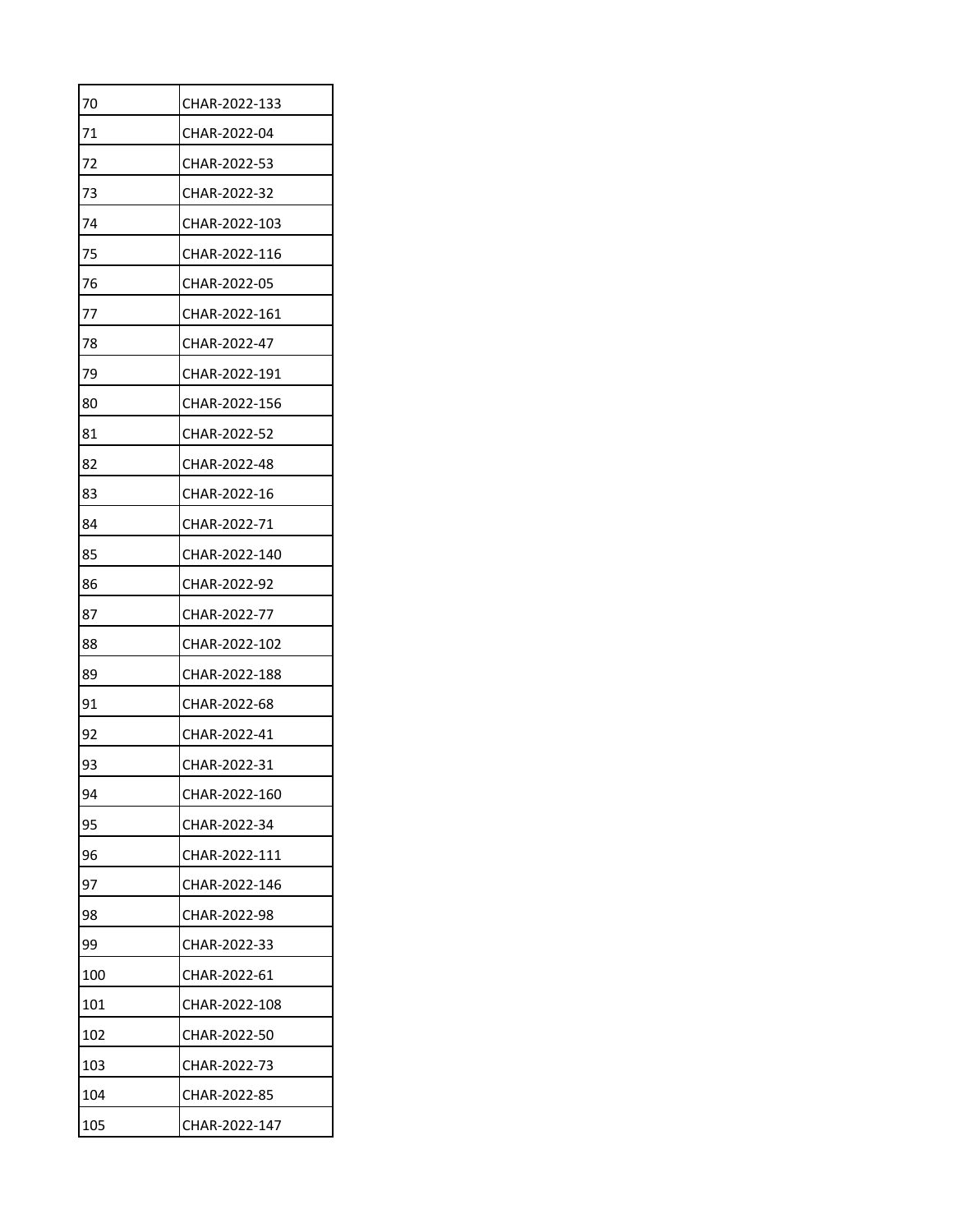| | |
|---|---|
| 70 | CHAR-2022-133 |
| 71 | CHAR-2022-04 |
| 72 | CHAR-2022-53 |
| 73 | CHAR-2022-32 |
| 74 | CHAR-2022-103 |
| 75 | CHAR-2022-116 |
| 76 | CHAR-2022-05 |
| 77 | CHAR-2022-161 |
| 78 | CHAR-2022-47 |
| 79 | CHAR-2022-191 |
| 80 | CHAR-2022-156 |
| 81 | CHAR-2022-52 |
| 82 | CHAR-2022-48 |
| 83 | CHAR-2022-16 |
| 84 | CHAR-2022-71 |
| 85 | CHAR-2022-140 |
| 86 | CHAR-2022-92 |
| 87 | CHAR-2022-77 |
| 88 | CHAR-2022-102 |
| 89 | CHAR-2022-188 |
| 91 | CHAR-2022-68 |
| 92 | CHAR-2022-41 |
| 93 | CHAR-2022-31 |
| 94 | CHAR-2022-160 |
| 95 | CHAR-2022-34 |
| 96 | CHAR-2022-111 |
| 97 | CHAR-2022-146 |
| 98 | CHAR-2022-98 |
| 99 | CHAR-2022-33 |
| 100 | CHAR-2022-61 |
| 101 | CHAR-2022-108 |
| 102 | CHAR-2022-50 |
| 103 | CHAR-2022-73 |
| 104 | CHAR-2022-85 |
| 105 | CHAR-2022-147 |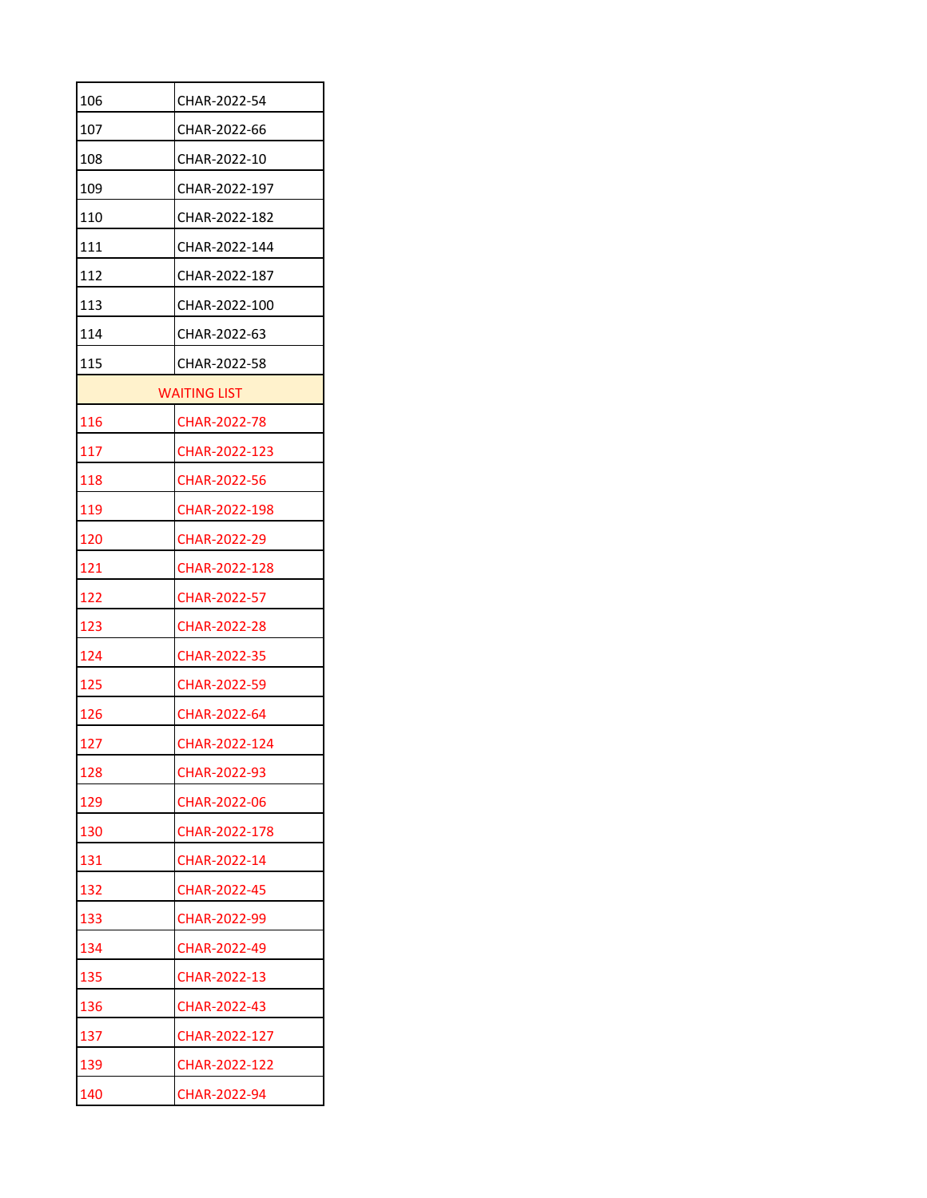| | |
|---|---|
| 106 | CHAR-2022-54 |
| 107 | CHAR-2022-66 |
| 108 | CHAR-2022-10 |
| 109 | CHAR-2022-197 |
| 110 | CHAR-2022-182 |
| 111 | CHAR-2022-144 |
| 112 | CHAR-2022-187 |
| 113 | CHAR-2022-100 |
| 114 | CHAR-2022-63 |
| 115 | CHAR-2022-58 |
| WAITING LIST | |
| 116 | CHAR-2022-78 |
| 117 | CHAR-2022-123 |
| 118 | CHAR-2022-56 |
| 119 | CHAR-2022-198 |
| 120 | CHAR-2022-29 |
| 121 | CHAR-2022-128 |
| 122 | CHAR-2022-57 |
| 123 | CHAR-2022-28 |
| 124 | CHAR-2022-35 |
| 125 | CHAR-2022-59 |
| 126 | CHAR-2022-64 |
| 127 | CHAR-2022-124 |
| 128 | CHAR-2022-93 |
| 129 | CHAR-2022-06 |
| 130 | CHAR-2022-178 |
| 131 | CHAR-2022-14 |
| 132 | CHAR-2022-45 |
| 133 | CHAR-2022-99 |
| 134 | CHAR-2022-49 |
| 135 | CHAR-2022-13 |
| 136 | CHAR-2022-43 |
| 137 | CHAR-2022-127 |
| 139 | CHAR-2022-122 |
| 140 | CHAR-2022-94 |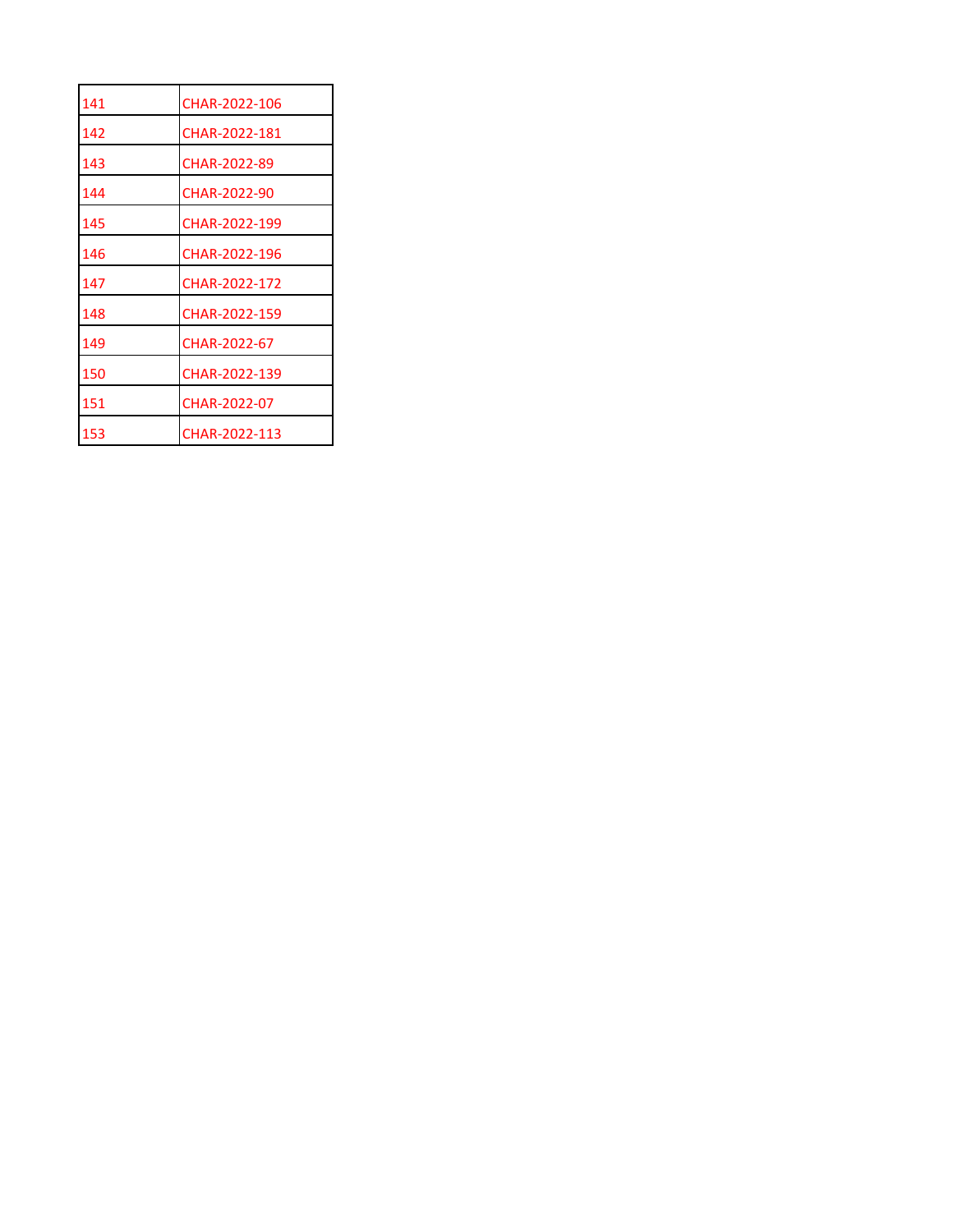| | |
|---|---|
| 141 | CHAR-2022-106 |
| 142 | CHAR-2022-181 |
| 143 | CHAR-2022-89 |
| 144 | CHAR-2022-90 |
| 145 | CHAR-2022-199 |
| 146 | CHAR-2022-196 |
| 147 | CHAR-2022-172 |
| 148 | CHAR-2022-159 |
| 149 | CHAR-2022-67 |
| 150 | CHAR-2022-139 |
| 151 | CHAR-2022-07 |
| 153 | CHAR-2022-113 |